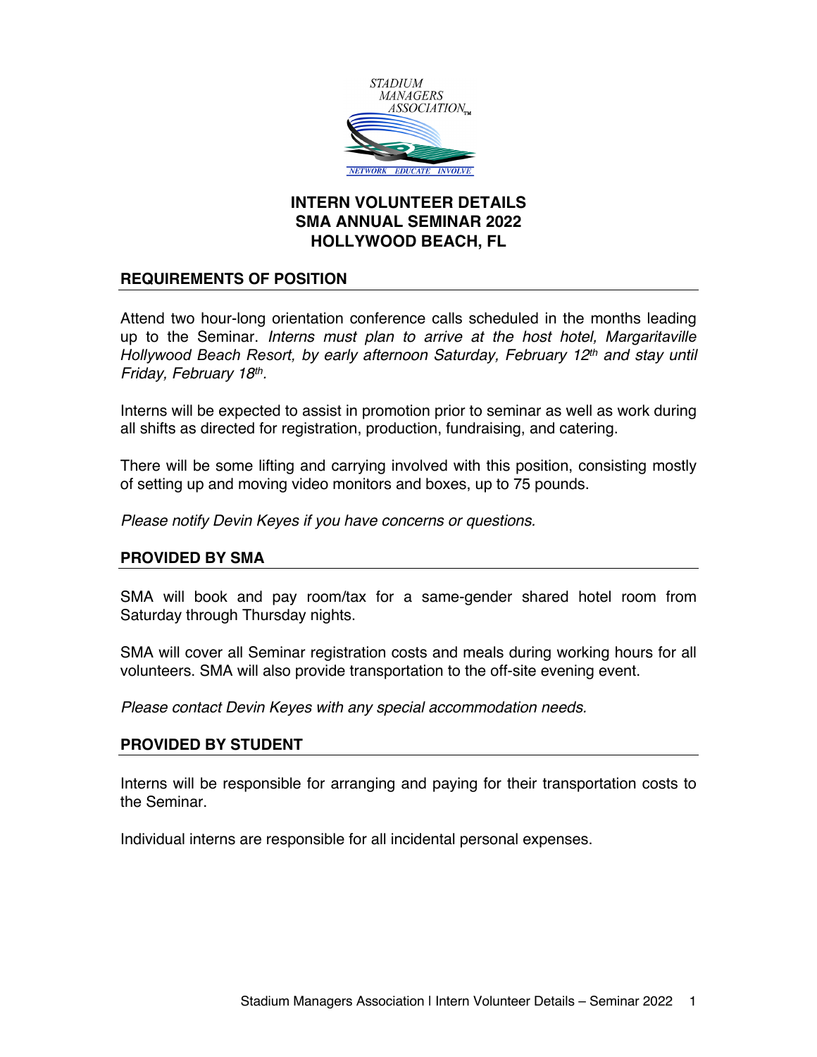# INTERN VOLUNTEER DETAILS
# SMA ANNUAL SEMINAR 2022
# HOLLYWOOD BEACH, FL

## REQUIREMENTS OF POSITION

Attend two hour-long orientation conference calls scheduled in the months leading up to the Seminar. *Interns must plan to arrive at the host hotel, Margaritaville Hollywood Beach Resort, by early afternoon Saturday, February 12th and stay until Friday, February 18th.*

Interns will be expected to assist in promotion prior to seminar as well as work during all shifts as directed for registration, production, fundraising, and catering.

There will be some lifting and carrying involved with this position, consisting mostly of setting up and moving video monitors and boxes, up to 75 pounds.

*Please notify Devin Keyes if you have concerns or questions.*

## PROVIDED BY SMA

SMA will book and pay room/tax for a same-gender shared hotel room from Saturday through Thursday nights.

SMA will cover all Seminar registration costs and meals during working hours for all volunteers. SMA will also provide transportation to the off-site evening event.

*Please contact Devin Keyes with any special accommodation needs.*

## PROVIDED BY STUDENT

Interns will be responsible for arranging and paying for their transportation costs to the Seminar.

Individual interns are responsible for all incidental personal expenses.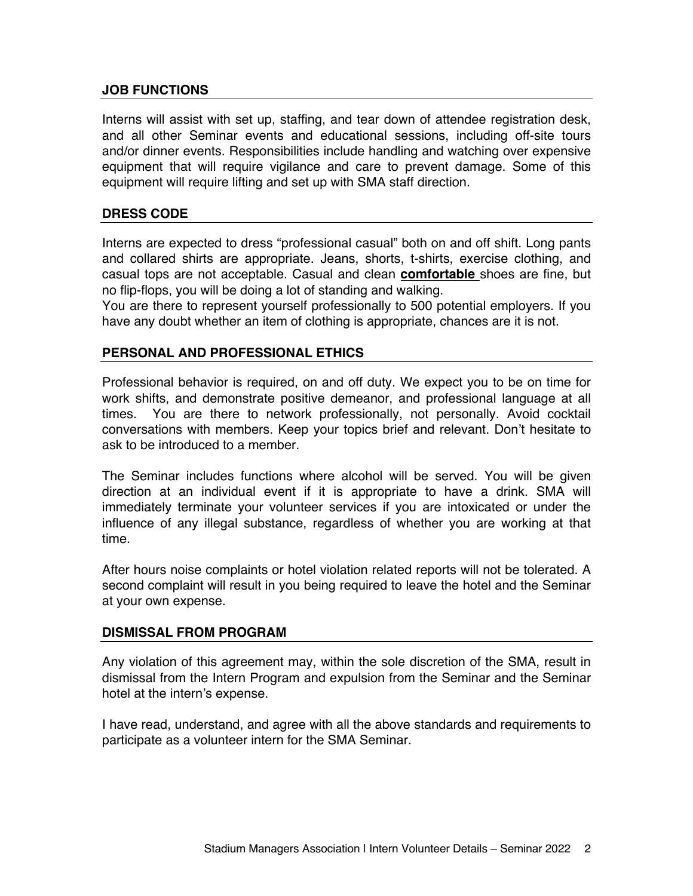## JOB FUNCTIONS

Interns will assist with set up, staffing, and tear down of attendee registration desk, and all other Seminar events and educational sessions, including off-site tours and/or dinner events. Responsibilities include handling and watching over expensive equipment that will require vigilance and care to prevent damage. Some of this equipment will require lifting and set up with SMA staff direction.

## DRESS CODE

Interns are expected to dress "professional casual" both on and off shift. Long pants and collared shirts are appropriate. Jeans, shorts, t-shirts, exercise clothing, and casual tops are not acceptable. Casual and clean **<u>comfortable</u>** shoes are fine, but no flip-flops, you will be doing a lot of standing and walking.
You are there to represent yourself professionally to 500 potential employers. If you have any doubt whether an item of clothing is appropriate, chances are it is not.

## PERSONAL AND PROFESSIONAL ETHICS

Professional behavior is required, on and off duty. We expect you to be on time for work shifts, and demonstrate positive demeanor, and professional language at all times. You are there to network professionally, not personally. Avoid cocktail conversations with members. Keep your topics brief and relevant. Don't hesitate to ask to be introduced to a member.

The Seminar includes functions where alcohol will be served. You will be given direction at an individual event if it is appropriate to have a drink. SMA will immediately terminate your volunteer services if you are intoxicated or under the influence of any illegal substance, regardless of whether you are working at that time.

After hours noise complaints or hotel violation related reports will not be tolerated. A second complaint will result in you being required to leave the hotel and the Seminar at your own expense.

## DISMISSAL FROM PROGRAM

Any violation of this agreement may, within the sole discretion of the SMA, result in dismissal from the Intern Program and expulsion from the Seminar and the Seminar hotel at the intern's expense.

I have read, understand, and agree with all the above standards and requirements to participate as a volunteer intern for the SMA Seminar.